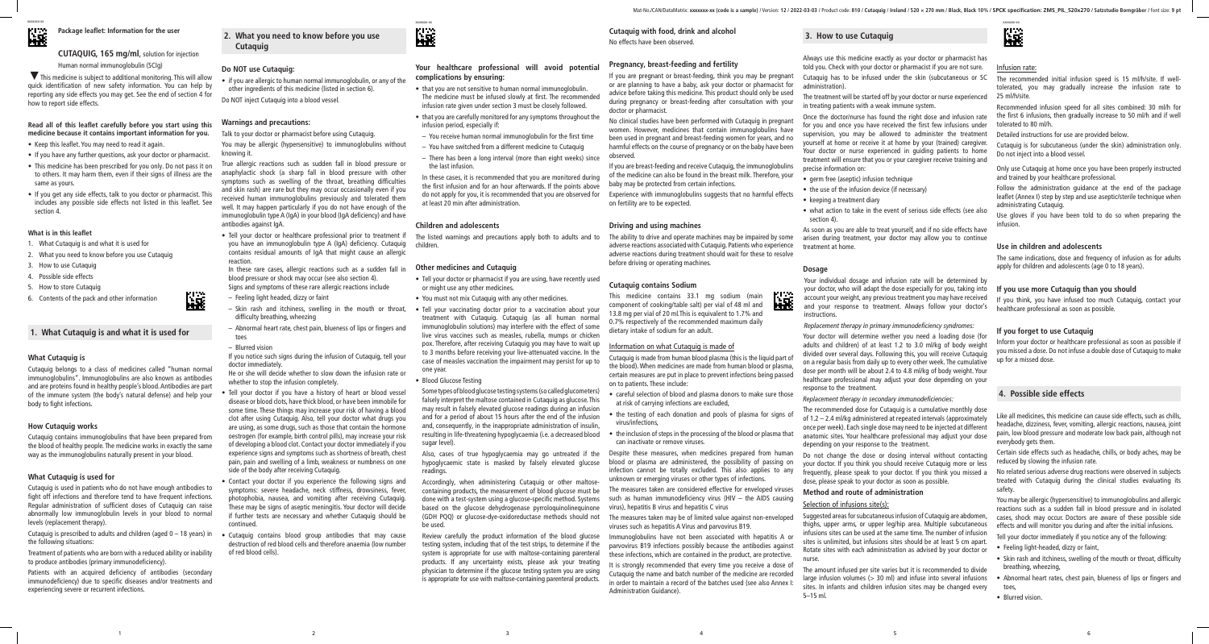# Package leaflet: Information for the user

**CUTAQUIG, 165 mg/ml**, solution for injection

Human normal immunoglobulin (SCIg)

▼ This medicine is subject to additional monitoring. This will allow quick identification of new safety information. You can help by reporting any side effects you may get. See the end of section 4 for how to report side effects.

**Read all of this leaflet carefully before you start using this medicine because it contains important information for you.**

- Keep this leaflet. You may need to read it again.
- If you have any further questions, ask your doctor or pharmacist.
- This medicine has been prescribed for you only. Do not pass it on to others. It may harm them, even if their signs of illness are the same as yours.
- If you get any side effects, talk to you doctor or pharmacist. This includes any possible side effects not listed in this leaflet. See section 4.

**What is in this leaflet**

1. What Cutaquig is and what it is used for
2. What you need to know before you use Cutaquig
3. How to use Cutaquig
4. Possible side effects
5. How to store Cutaquig
6. Contents of the pack and other information

## 1. What Cutaquig is and what it is used for

### What Cutaquig is

Cutaquig belongs to a class of medicines called "human normal immunoglobulins". Immunoglobulins are also known as antibodies and are proteins found in healthy people's blood. Antibodies are part of the immune system (the body's natural defense) and help your body to fight infections.

### How Cutaquig works

Cutaquig contains immunoglobulins that have been prepared from the blood of healthy people. The medicine works in exactly the same way as the immunoglobulins naturally present in your blood.

### What Cutaquig is used for

Cutaquig is used in patients who do not have enough antibodies to fight off infections and therefore tend to have frequent infections. Regular administration of sufficient doses of Cutaquig can raise abnormally low immunoglobulin levels in your blood to normal levels (replacement therapy).

Cutaquig is prescribed to adults and children (aged 0 – 18 years) in the following situations:

Treatment of patients who are born with a reduced ability or inability to produce antibodies (primary immunodeficiency).

Patients with an acquired deficiency of antibodies (secondary immunodeficiency) due to specific diseases and/or treatments and experiencing severe or recurrent infections.

## 2. What you need to know before you use Cutaquig

### Do NOT use Cutaquig:

- if you are allergic to human normal immunoglobulin, or any of the other ingredients of this medicine (listed in section 6).

Do NOT inject Cutaquig into a blood vessel.

### Warnings and precautions:

Talk to your doctor or pharmacist before using Cutaquig.

You may be allergic (hypersensitive) to immunoglobulins without knowing it.

True allergic reactions such as sudden fall in blood pressure or anaphylactic shock (a sharp fall in blood pressure with other symptoms such as swelling of the throat, breathing difficulties and skin rash) are rare but they may occur occasionally even if you received human immunoglobulins previously and tolerated them well. It may happen particularly if you do not have enough of the immunoglobulin type A (IgA) in your blood (IgA deficiency) and have antibodies against IgA.

- Tell your doctor or healthcare professional prior to treatment if you have an immunoglobulin type A (IgA) deficiency. Cutaquig contains residual amounts of IgA that might cause an allergic reaction.

  In these rare cases, allergic reactions such as a sudden fall in blood pressure or shock may occur (see also section 4).

  Signs and symptoms of these rare allergic reactions include
  - Feeling light headed, dizzy or faint
  - Skin rash and itchiness, swelling in the mouth or throat, difficulty breathing, wheezing
  - Abnormal heart rate, chest pain, blueness of lips or fingers and toes
  - Blurred vision

  If you notice such signs during the infusion of Cutaquig, tell your doctor immediately.

  He or she will decide whether to slow down the infusion rate or whether to stop the infusion completely.

- Tell your doctor if you have a history of heart or blood vessel disease or blood clots, have thick blood, or have been immobile for some time. These things may increase your risk of having a blood clot after using Cutaquig. Also, tell your doctor what drugs you are using, as some drugs, such as those that contain the hormone oestrogen (for example, birth control pills), may increase your risk of developing a blood clot. Contact your doctor immediately if you experience signs and symptoms such as shortness of breath, chest pain, pain and swelling of a limb, weakness or numbness on one side of the body after receiving Cutaquig.
- Contact your doctor if you experience the following signs and symptoms: severe headache, neck stiffness, drowsiness, fever, photophobia, nausea, and vomiting after receiving Cutaquig. These may be signs of aseptic meningitis. Your doctor will decide if further tests are necessary and whether Cutaquig should be continued.
- Cutaquig contains blood group antibodies that may cause destruction of red blood cells and therefore anaemia (low number of red blood cells).

**Your healthcare professional will avoid potential complications by ensuring:**

- that you are not sensitive to human normal immunoglobulin. The medicine must be infused slowly at first. The recommended infusion rate given under section 3 must be closely followed.
- that you are carefully monitored for any symptoms throughout the infusion period, especially if:
  - You receive human normal immunoglobulin for the first time
  - You have switched from a different medicine to Cutaquig
  - There has been a long interval (more than eight weeks) since the last infusion.

In these cases, it is recommended that you are monitored during the first infusion and for an hour afterwards. If the points above do not apply for you, it is recommended that you are observed for at least 20 min after administration.

### Children and adolescents

The listed warnings and precautions apply both to adults and to children.

### Other medicines and Cutaquig

- Tell your doctor or pharmacist if you are using, have recently used or might use any other medicines.
- You must not mix Cutaquig with any other medicines.
- Tell your vaccinating doctor prior to a vaccination about your treatment with Cutaquig. Cutaquig (as all human normal immunoglobulin solutions) may interfere with the effect of some live virus vaccines such as measles, rubella, mumps or chicken pox. Therefore, after receiving Cutaquig you may have to wait up to 3 months before receiving your live-attenuated vaccine. In the case of measles vaccination the impairment may persist for up to one year.
- Blood Glucose Testing

  Some types of blood glucose testing systems (so called glucometers) falsely interpret the maltose contained in Cutaquig as glucose. This may result in falsely elevated glucose readings during an infusion and for a period of about 15 hours after the end of the infusion and, consequently, in the inappropriate administration of insulin, resulting in life-threatening hypoglycaemia (i.e. a decreased blood sugar level).

  Also, cases of true hypoglycaemia may go untreated if the hypoglycaemic state is masked by falsely elevated glucose readings.

  Accordingly, when administering Cutaquig or other maltose-containing products, the measurement of blood glucose must be done with a test-system using a glucose-specific method. Systems based on the glucose dehydrogenase pyrroloquinolinequinone (GDH PQQ) or glucose-dye-oxidoreductase methods should not be used.

  Review carefully the product information of the blood glucose testing system, including that of the test strips, to determine if the system is appropriate for use with maltose-containing parenteral products. If any uncertainty exists, please ask your treating physician to determine if the glucose testing system you are using is appropriate for use with maltose-containing parenteral products.

### Cutaquig with food, drink and alcohol

No effects have been observed.

### Pregnancy, breast-feeding and fertility

If you are pregnant or breast-feeding, think you may be pregnant or are planning to have a baby, ask your doctor or pharmacist for advice before taking this medicine. This product should only be used during pregnancy or breast-feeding after consultation with your doctor or pharmacist.

No clinical studies have been performed with Cutaquig in pregnant women. However, medicines that contain immunoglobulins have been used in pregnant and breast-feeding women for years, and no harmful effects on the course of pregnancy or on the baby have been observed.

If you are breast-feeding and receive Cutaquig, the immunoglobulins of the medicine can also be found in the breast milk. Therefore, your baby may be protected from certain infections.

Experience with immunoglobulins suggests that no harmful effects on fertility are to be expected.

### Driving and using machines

The ability to drive and operate machines may be impaired by some adverse reactions associated with Cutaquig. Patients who experience adverse reactions during treatment should wait for these to resolve before driving or operating machines.

### Cutaquig contains Sodium

This medicine contains 33.1 mg sodium (main component of cooking/table salt) per vial of 48 ml and 13.8 mg per vial of 20 ml.This is equivalent to 1.7% and 0.7% respectively of the recommended maximum daily dietary intake of sodium for an adult.

#### Information on what Cutaquig is made of

Cutaquig is made from human blood plasma (this is the liquid part of the blood). When medicines are made from human blood or plasma, certain measures are put in place to prevent infections being passed on to patients. These include:

- careful selection of blood and plasma donors to make sure those at risk of carrying infections are excluded,
- the testing of each donation and pools of plasma for signs of virus/infections,
- the inclusion of steps in the processing of the blood or plasma that can inactivate or remove viruses.

Despite these measures, when medicines prepared from human blood or plasma are administered, the possibility of passing on infection cannot be totally excluded. This also applies to any unknown or emerging viruses or other types of infections.

The measures taken are considered effective for enveloped viruses such as human immunodeficiency virus (HIV – the AIDS causing virus), hepatitis B virus and hepatitis C virus

The measures taken may be of limited value against non-enveloped viruses such as hepatitis A Virus and parvovirus B19.

Immunoglobulins have not been associated with hepatitis A or parvovirus B19 infections possibly because the antibodies against these infections, which are contained in the product, are protective.

It is strongly recommended that every time you receive a dose of Cutaquig the name and batch number of the medicine are recorded in order to maintain a record of the batches used (see also Annex I: Administration Guidance).

## 3. How to use Cutaquig

Always use this medicine exactly as your doctor or pharmacist has told you. Check with your doctor or pharmacist if you are not sure.

Cutaquig has to be infused under the skin (subcutaneous or SC administration).

The treatment will be started off by your doctor or nurse experienced in treating patients with a weak immune system.

Once the doctor/nurse has found the right dose and infusion rate for you and once you have received the first few infusions under supervision, you may be allowed to administer the treatment yourself at home or receive it at home by your (trained) caregiver. Your doctor or nurse experienced in guiding patients to home treatment will ensure that you or your caregiver receive training and precise information on:

- germ free (aseptic) infusion technique
- the use of the infusion device (if necessary)
- keeping a treatment diary
- what action to take in the event of serious side effects (see also section 4).

As soon as you are able to treat yourself, and if no side effects have arisen during treatment, your doctor may allow you to continue treatment at home.

### Dosage

Your individual dosage and infusion rate will be determined by your doctor, who will adapt the dose especially for you, taking into account your weight, any previous treatment you may have received and your response to treatment. Always follow your doctor's instructions.

*Replacement therapy in primary immunodeficiency syndromes:*

Your doctor will determine whether you need a loading dose (for adults and children) of at least 1.2 to 3.0 ml/kg of body weight divided over several days. Following this, you will receive Cutaquig on a regular basis from daily up to every other week. The cumulative dose per month will be about 2.4 to 4.8 ml/kg of body weight. Your healthcare professional may adjust your dose depending on your response to the treatment.

*Replacement therapy in secondary immunodeficiencies:*

The recommended dose for Cutaquig is a cumulative monthly dose of 1.2 – 2.4 ml/kg administered at repeated intervals (approximately once per week). Each single dose may need to be injected at different anatomic sites. Your healthcare professional may adjust your dose depending on your response to the treatment.

Do not change the dose or dosing interval without contacting your doctor. If you think you should receive Cutaquig more or less frequently, please speak to your doctor. If you think you missed a dose, please speak to your doctor as soon as possible.

### Method and route of administration

#### Selection of infusions site(s):

Suggested areas for subcutaneous infusion of Cutaquig are abdomen, thighs, upper arms, or upper leg/hip area. Multiple subcutaneous infusions sites can be used at the same time. The number of infusion sites is unlimited, but infusions sites should be at least 5 cm apart. Rotate sites with each administration as advised by your doctor or nurse.

The amount infused per site varies but it is recommended to divide large infusion volumes (> 30 ml) and infuse into several infusions sites. In infants and children infusion sites may be changed every 5–15 ml.

#### Infusion rate:

The recommended initial infusion speed is 15 ml/h/site. If well-tolerated, you may gradually increase the infusion rate to 25 ml/h/site.

Recommended infusion speed for all sites combined: 30 ml/h for the first 6 infusions, then gradually increase to 50 ml/h and if well tolerated to 80 ml/h.

Detailed instructions for use are provided below.

Cutaquig is for subcutaneous (under the skin) administration only. Do not inject into a blood vessel.

Only use Cutaquig at home once you have been properly instructed and trained by your healthcare professional.

Follow the administration guidance at the end of the package leaflet (Annex I) step by step and use aseptic/sterile technique when administrating Cutaquig.

Use gloves if you have been told to do so when preparing the infusion.

### Use in children and adolescents

The same indications, dose and frequency of infusion as for adults apply for children and adolescents (age 0 to 18 years).

### If you use more Cutaquig than you should

If you think, you have infused too much Cutaquig, contact your healthcare professional as soon as possible.

### If you forget to use Cutaquig

Inform your doctor or healthcare professional as soon as possible if you missed a dose. Do not infuse a double dose of Cutaquig to make up for a missed dose.

## 4. Possible side effects

Like all medicines, this medicine can cause side effects, such as chills, headache, dizziness, fever, vomiting, allergic reactions, nausea, joint pain, low blood pressure and moderate low back pain, although not everybody gets them.

Certain side effects such as headache, chills, or body aches, may be reduced by slowing the infusion rate.

No related serious adverse drug reactions were observed in subjects treated with Cutaquig during the clinical studies evaluating its safety.

You may be allergic (hypersensitive) to immunoglobulins and allergic reactions such as a sudden fall in blood pressure and in isolated cases, shock may occur. Doctors are aware of these possible side effects and will monitor you during and after the initial infusions.

Tell your doctor immediately if you notice any of the following:

- Feeling light-headed, dizzy or faint,
- Skin rash and itchiness, swelling of the mouth or throat, difficulty breathing, wheezing,
- Abnormal heart rates, chest pain, blueness of lips or fingers and toes,
- Blurred vision.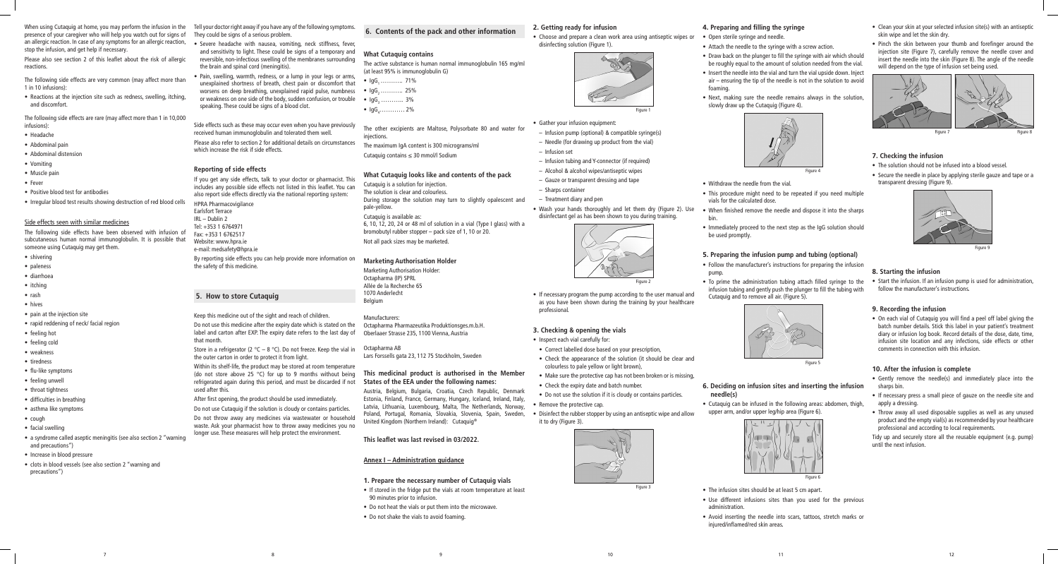When using Cutaquig at home, you may perform the infusion in the presence of your caregiver who will help you watch out for signs of an allergic reaction. In case of any symptoms for an allergic reaction, stop the infusion, and get help if necessary.

Please also see section 2 of this leaflet about the risk of allergic reactions.

The following side effects are very common (may affect more than 1 in 10 infusions):

- Reactions at the injection site such as redness, swelling, itching, and discomfort.

The following side effects are rare (may affect more than 1 in 10,000 infusions):

- Headache
- Abdominal pain
- Abdominal distension
- Vomiting
- Muscle pain
- Fever
- Positive blood test for antibodies
- Irregular blood test results showing destruction of red blood cells

Side effects seen with similar medicines

The following side effects have been observed with infusion of subcutaneous human normal immunoglobulin. It is possible that someone using Cutaquig may get them.

- shivering
- paleness
- diarrhoea
- itching
- rash
- hives
- pain at the injection site
- rapid reddening of neck/ facial region
- feeling hot
- feeling cold
- weakness
- tiredness
- flu-like symptoms
- feeling unwell
- throat tightness
- difficulties in breathing
- asthma like symptoms
- cough
- facial swelling
- a syndrome called aseptic meningitis (see also section 2 "warning and precautions")
- Increase in blood pressure
- clots in blood vessels (see also section 2 "warning and precautions")

Tell your doctor right away if you have any of the following symptoms. They could be signs of a serious problem.

- Severe headache with nausea, vomiting, neck stiffness, fever, and sensitivity to light. These could be signs of a temporary and reversible, non-infectious swelling of the membranes surrounding the brain and spinal cord (meningitis).
- Pain, swelling, warmth, redness, or a lump in your legs or arms, unexplained shortness of breath, chest pain or discomfort that worsens on deep breathing, unexplained rapid pulse, numbness or weakness on one side of the body, sudden confusion, or trouble speaking. These could be signs of a blood clot.

Side effects such as these may occur even when you have previously received human immunoglobulin and tolerated them well.

Please also refer to section 2 for additional details on circumstances which increase the risk if side effects.

### Reporting of side effects

If you get any side effects, talk to your doctor or pharmacist. This includes any possible side effects not listed in this leaflet. You can also report side effects directly via the national reporting system:

HPRA Pharmacovigilance
Earlsfort Terrace
IRL – Dublin 2
Tel: +353 1 6764971
Fax: +353 1 6762517
Website: www.hpra.ie
e-mail: medsafety@hpra.ie

By reporting side effects you can help provide more information on the safety of this medicine.

## 5. How to store Cutaquig

Keep this medicine out of the sight and reach of children.

Do not use this medicine after the expiry date which is stated on the label and carton after EXP. The expiry date refers to the last day of that month.

Store in a refrigerator (2 °C – 8 °C). Do not freeze. Keep the vial in the outer carton in order to protect it from light.

Within its shelf-life, the product may be stored at room temperature (do not store above 25 °C) for up to 9 months without being refrigerated again during this period, and must be discarded if not used after this.

After first opening, the product should be used immediately.

Do not use Cutaquig if the solution is cloudy or contains particles.

Do not throw away any medicines via wastewater or household waste. Ask your pharmacist how to throw away medicines you no longer use. These measures will help protect the environment.

## 6. Contents of the pack and other information

### What Cutaquig contains

The active substance is human normal immunoglobulin 165 mg/ml (at least 95% is immunoglobulin G)

- $IgG_1$ ........... 71%
- $IgG_2$ ........... 25%
- $IgG_3$ ........... 3%
- $IgG_4$ ............ 2%

The other excipients are Maltose, Polysorbate 80 and water for injections.

The maximum IgA content is 300 micrograms/ml

Cutaquig contains ≤ 30 mmol/l Sodium

### What Cutaquig looks like and contents of the pack

Cutaquig is a solution for injection.

The solution is clear and colourless.

During storage the solution may turn to slightly opalescent and pale-yellow.

Cutaquig is available as:

6, 10, 12, 20, 24 or 48 ml of solution in a vial (Type I glass) with a bromobutyl rubber stopper – pack size of 1, 10 or 20.

Not all pack sizes may be marketed.

### Marketing Authorisation Holder

Marketing Authorisation Holder:
Octapharma (IP) SPRL
Allée de la Recherche 65
1070 Anderlecht
Belgium

Manufacturers:
Octapharma Pharmazeutika Produktionsges.m.b.H.
Oberlaaer Strasse 235, 1100 Vienna, Austria

Octapharma AB
Lars Forssells gata 23, 112 75 Stockholm, Sweden

### This medicinal product is authorised in the Member States of the EEA under the following names:

Austria, Belgium, Bulgaria, Croatia, Czech Republic, Denmark Estonia, Finland, France, Germany, Hungary, Iceland, Ireland, Italy, Latvia, Lithuania, Luxembourg, Malta, The Netherlands, Norway, Poland, Portugal, Romania, Slovakia, Slovenia, Spain, Sweden, United Kingdom (Northern Ireland): Cutaquig®

**This leaflet was last revised in 03/2022.**

## Annex I – Administration guidance

### 1. Prepare the necessary number of Cutaquig vials

- If stored in the fridge put the vials at room temperature at least 90 minutes prior to infusion.
- Do not heat the vials or put them into the microwave.
- Do not shake the vials to avoid foaming.

### 2. Getting ready for infusion

- Choose and prepare a clean work area using antiseptic wipes or disinfecting solution (Figure 1).

Figure 1

- Gather your infusion equipment:
  - Infusion pump (optional) & compatible syringe(s)
  - Needle (for drawing up product from the vial)
  - Infusion set
  - Infusion tubing and Y-connector (if required)
  - Alcohol & alcohol wipes/antiseptic wipes
  - Gauze or transparent dressing and tape
  - Sharps container
  - Treatment diary and pen
- Wash your hands thoroughly and let them dry (Figure 2). Use disinfectant gel as has been shown to you during training.

Figure 2

- If necessary program the pump according to the user manual and as you have been shown during the training by your healthcare professional.

### 3. Checking & opening the vials

- Inspect each vial carefully for:
  - Correct labelled dose based on your prescription,
  - Check the appearance of the solution (it should be clear and colourless to pale yellow or light brown),
  - Make sure the protective cap has not been broken or is missing,
  - Check the expiry date and batch number.
  - Do not use the solution if it is cloudy or contains particles.
- Remove the protective cap.
- Disinfect the rubber stopper by using an antiseptic wipe and allow it to dry (Figure 3).

Figure 3

### 4. Preparing and filling the syringe

- Open sterile syringe and needle.
- Attach the needle to the syringe with a screw action.
- Draw back on the plunger to fill the syringe with air which should be roughly equal to the amount of solution needed from the vial.
- Insert the needle into the vial and turn the vial upside down. Inject air – ensuring the tip of the needle is not in the solution to avoid foaming.
- Next, making sure the needle remains always in the solution, slowly draw up the Cutaquig (Figure 4).

Figure 4

- Withdraw the needle from the vial.
- This procedure might need to be repeated if you need multiple vials for the calculated dose.
- When finished remove the needle and dispose it into the sharps bin.
- Immediately proceed to the next step as the IgG solution should be used promptly.

### 5. Preparing the infusion pump and tubing (optional)

- Follow the manufacturer's instructions for preparing the infusion pump.
- To prime the administration tubing attach filled syringe to the infusion tubing and gently push the plunger to fill the tubing with Cutaquig and to remove all air. (Figure 5).

Figure 5

### 6. Deciding on infusion sites and inserting the infusion needle(s)

- Cutaquig can be infused in the following areas: abdomen, thigh, upper arm, and/or upper leg/hip area (Figure 6).

Figure 6

- The infusion sites should be at least 5 cm apart.
- Use different infusions sites than you used for the previous administration.
- Avoid inserting the needle into scars, tattoos, stretch marks or injured/inflamed/red skin areas.
- Clean your skin at your selected infusion site(s) with an antiseptic skin wipe and let the skin dry.
- Pinch the skin between your thumb and forefinger around the injection site (Figure 7), carefully remove the needle cover and insert the needle into the skin (Figure 8). The angle of the needle will depend on the type of infusion set being used.

Figure 7

Figure 8

### 7. Checking the infusion

- The solution should not be infused into a blood vessel.
- Secure the needle in place by applying sterile gauze and tape or a transparent dressing (Figure 9).

Figure 9

### 8. Starting the infusion

- Start the infusion. If an infusion pump is used for administration, follow the manufacturer's instructions.

### 9. Recording the infusion

- On each vial of Cutaquig you will find a peel off label giving the batch number details. Stick this label in your patient's treatment diary or infusion log book. Record details of the dose, date, time, infusion site location and any infections, side effects or other comments in connection with this infusion.

### 10. After the infusion is complete

- Gently remove the needle(s) and immediately place into the sharps bin.
- If necessary press a small piece of gauze on the needle site and apply a dressing.
- Throw away all used disposable supplies as well as any unused product and the empty vial(s) as recommended by your healthcare professional and according to local requirements.

Tidy up and securely store all the reusable equipment (e.g. pump) until the next infusion.